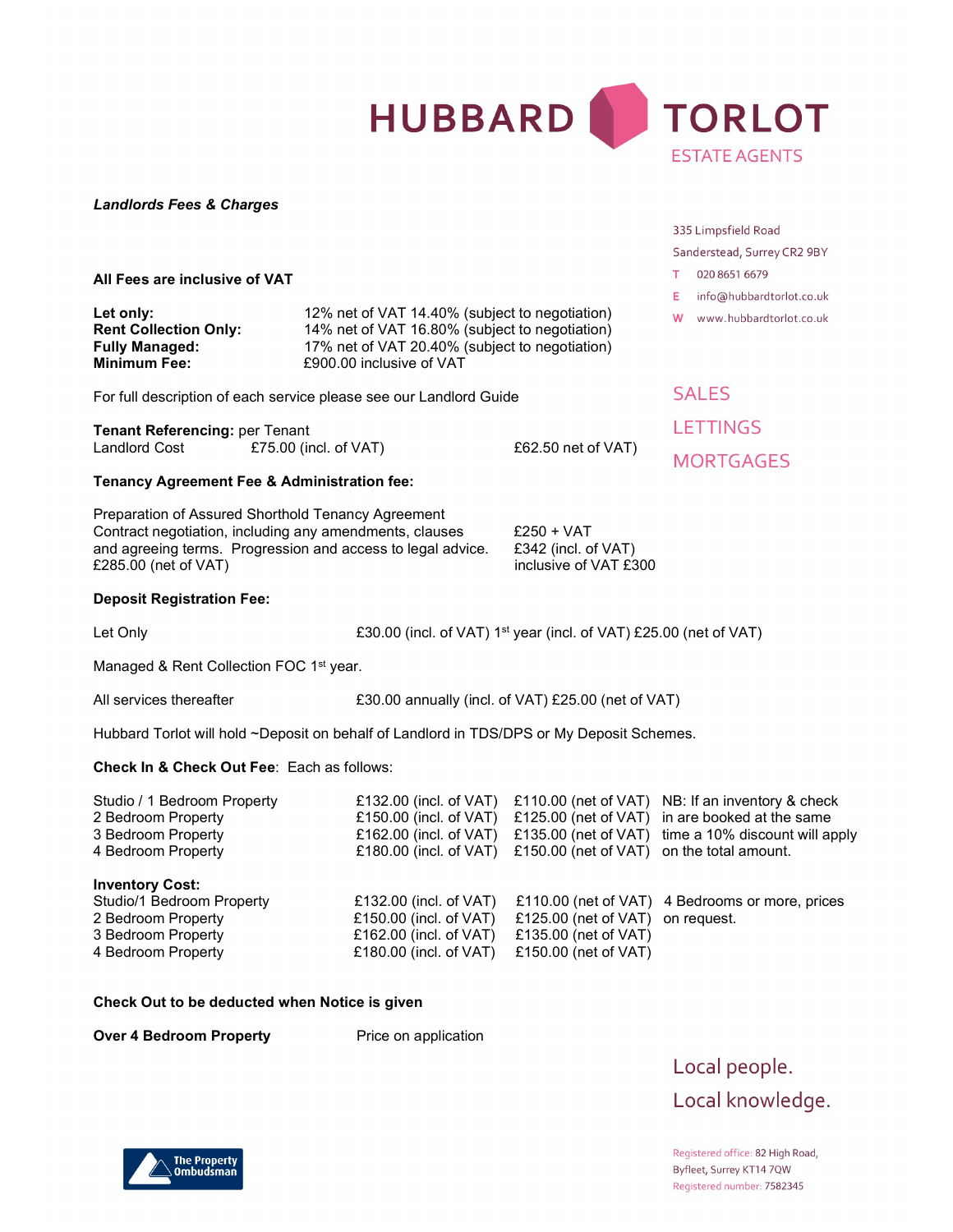# HUBBARD TORLOT

ESTATE AGENTS

*Landlords Fees & Charges*

335 Limpsfield Road
Sanderstead, Surrey CR2 9BY
T 020 8651 6679
E info@hubbardtorlot.co.uk
W www.hubbardtorlot.co.uk

SALES
LETTINGS
MORTGAGES

**All Fees are inclusive of VAT**

| | |
|---|---|
| **Let only:** | 12% net of VAT 14.40% (subject to negotiation) |
| **Rent Collection Only:** | 14% net of VAT 16.80% (subject to negotiation) |
| **Fully Managed:** | 17% net of VAT 20.40% (subject to negotiation) |
| **Minimum Fee:** | £900.00 inclusive of VAT |

For full description of each service please see our Landlord Guide

**Tenant Referencing:** per Tenant

| | | |
|---|---|---|
| Landlord Cost | £75.00 (incl. of VAT) | £62.50 net of VAT) |

**Tenancy Agreement Fee & Administration fee:**

Preparation of Assured Shorthold Tenancy Agreement
Contract negotiation, including any amendments, clauses and agreeing terms. Progression and access to legal advice. £285.00 (net of VAT)

£250 + VAT
£342 (incl. of VAT)
inclusive of VAT £300

**Deposit Registration Fee:**

Let Only £30.00 (incl. of VAT) 1st year (incl. of VAT) £25.00 (net of VAT)

Managed & Rent Collection FOC 1st year.

All services thereafter £30.00 annually (incl. of VAT) £25.00 (net of VAT)

Hubbard Torlot will hold ~Deposit on behalf of Landlord in TDS/DPS or My Deposit Schemes.

**Check In & Check Out Fee**: Each as follows:

| | | | |
|---|---|---|---|
| Studio / 1 Bedroom Property | £132.00 (incl. of VAT) | £110.00 (net of VAT) | NB: If an inventory & check |
| 2 Bedroom Property | £150.00 (incl. of VAT) | £125.00 (net of VAT) | in are booked at the same |
| 3 Bedroom Property | £162.00 (incl. of VAT) | £135.00 (net of VAT) | time a 10% discount will apply |
| 4 Bedroom Property | £180.00 (incl. of VAT) | £150.00 (net of VAT) | on the total amount. |

**Inventory Cost:**

| | | | |
|---|---|---|---|
| Studio/1 Bedroom Property | £132.00 (incl. of VAT) | £110.00 (net of VAT) | 4 Bedrooms or more, prices |
| 2 Bedroom Property | £150.00 (incl. of VAT) | £125.00 (net of VAT) | on request. |
| 3 Bedroom Property | £162.00 (incl. of VAT) | £135.00 (net of VAT) | |
| 4 Bedroom Property | £180.00 (incl. of VAT) | £150.00 (net of VAT) | |

**Check Out to be deducted when Notice is given**

**Over 4 Bedroom Property** Price on application

Local people.
Local knowledge.

The Property Ombudsman

Registered office: 82 High Road, Byfleet, Surrey KT14 7QW
Registered number: 7582345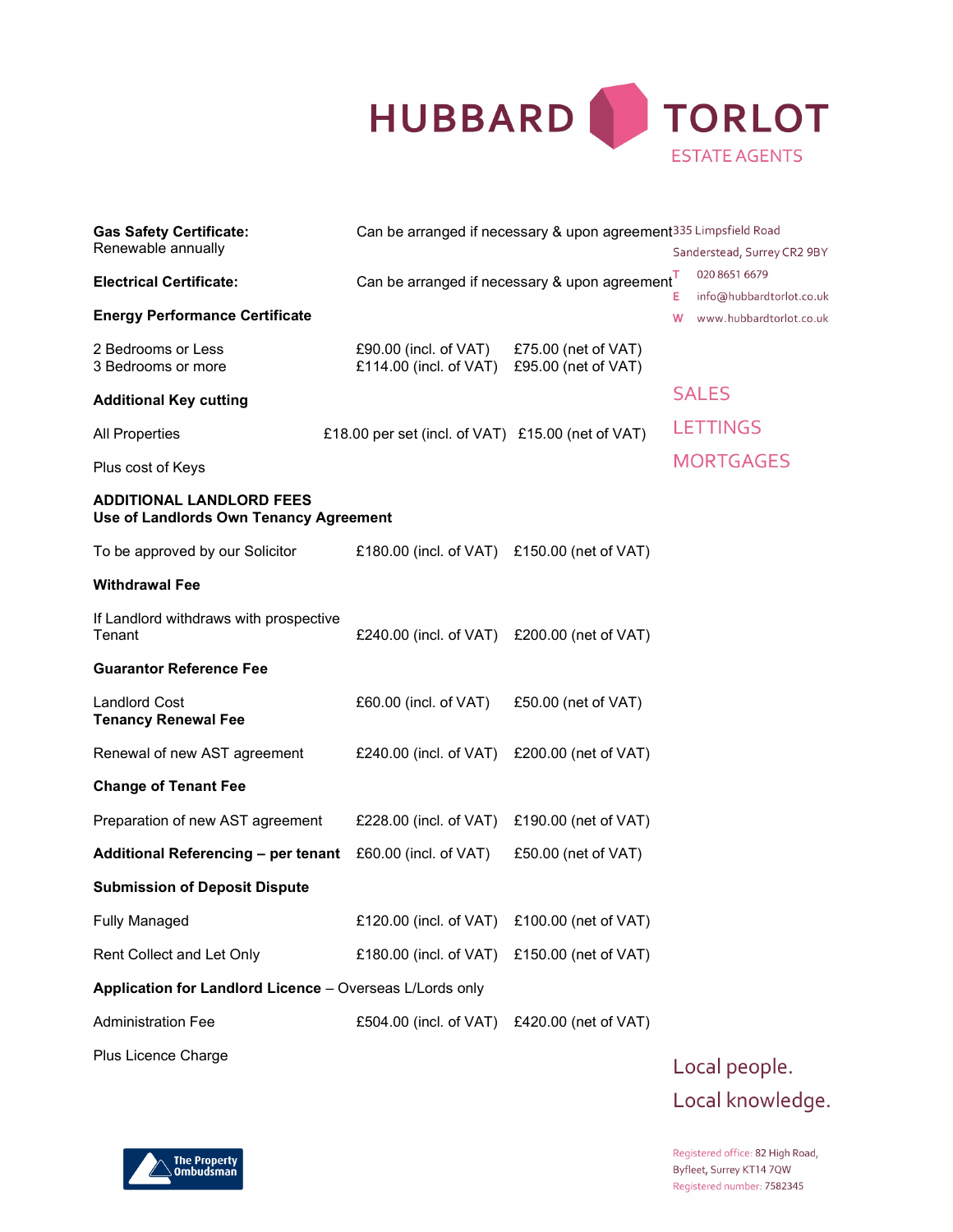**HUBBARD TORLOT**
ESTATE AGENTS

335 Limpsfield Road
Sanderstead, Surrey CR2 9BY
T 020 8651 6679
E info@hubbardtorlot.co.uk
W www.hubbardtorlot.co.uk

SALES
LETTINGS
MORTGAGES

**Gas Safety Certificate:** Can be arranged if necessary & upon agreement
Renewable annually

**Electrical Certificate:** Can be arranged if necessary & upon agreement

**Energy Performance Certificate**

| | | |
|---|---|---|
| 2 Bedrooms or Less | £90.00 (incl. of VAT) | £75.00 (net of VAT) |
| 3 Bedrooms or more | £114.00 (incl. of VAT) | £95.00 (net of VAT) |

**Additional Key cutting**

| | | |
|---|---|---|
| All Properties | £18.00 per set (incl. of VAT) | £15.00 (net of VAT) |

Plus cost of Keys

**ADDITIONAL LANDLORD FEES**
**Use of Landlords Own Tenancy Agreement**

| | | |
|---|---|---|
| To be approved by our Solicitor | £180.00 (incl. of VAT) | £150.00 (net of VAT) |

**Withdrawal Fee**

| | | |
|---|---|---|
| If Landlord withdraws with prospective Tenant | £240.00 (incl. of VAT) | £200.00 (net of VAT) |

**Guarantor Reference Fee**

| | | |
|---|---|---|
| Landlord Cost | £60.00 (incl. of VAT) | £50.00 (net of VAT) |

**Tenancy Renewal Fee**

| | | |
|---|---|---|
| Renewal of new AST agreement | £240.00 (incl. of VAT) | £200.00 (net of VAT) |

**Change of Tenant Fee**

| | | |
|---|---|---|
| Preparation of new AST agreement | £228.00 (incl. of VAT) | £190.00 (net of VAT) |
| **Additional Referencing – per tenant** | £60.00 (incl. of VAT) | £50.00 (net of VAT) |

**Submission of Deposit Dispute**

| | | |
|---|---|---|
| Fully Managed | £120.00 (incl. of VAT) | £100.00 (net of VAT) |
| Rent Collect and Let Only | £180.00 (incl. of VAT) | £150.00 (net of VAT) |

**Application for Landlord Licence** – Overseas L/Lords only

| | | |
|---|---|---|
| Administration Fee | £504.00 (incl. of VAT) | £420.00 (net of VAT) |

Plus Licence Charge

Local people.
Local knowledge.

The Property Ombudsman

Registered office: 82 High Road, Byfleet, Surrey KT14 7QW
Registered number: 7582345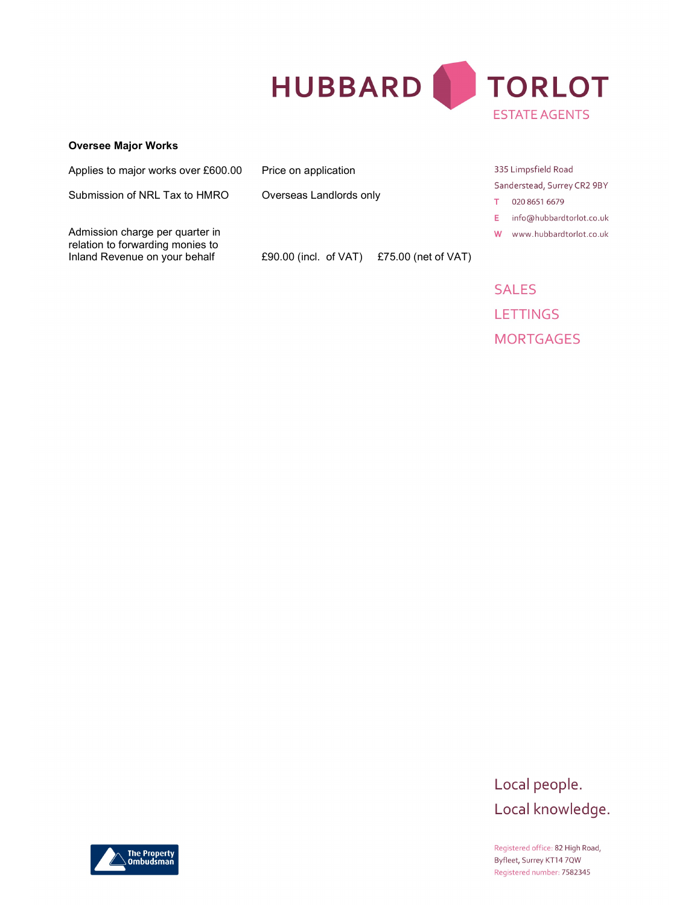**Oversee Major Works**

| | | |
|---|---|---|
| Applies to major works over £600.00 | Price on application | |
| Submission of NRL Tax to HMRO | Overseas Landlords only | |
| Admission charge per quarter in relation to forwarding monies to Inland Revenue on your behalf | £90.00 (incl. of VAT) | £75.00 (net of VAT) |

335 Limpsfield Road
Sanderstead, Surrey CR2 9BY
T 020 8651 6679
E info@hubbardtorlot.co.uk
W www.hubbardtorlot.co.uk

SALES
LETTINGS
MORTGAGES

Local people.
Local knowledge.

Registered office: 82 High Road, Byfleet, Surrey KT14 7QW
Registered number: 7582345